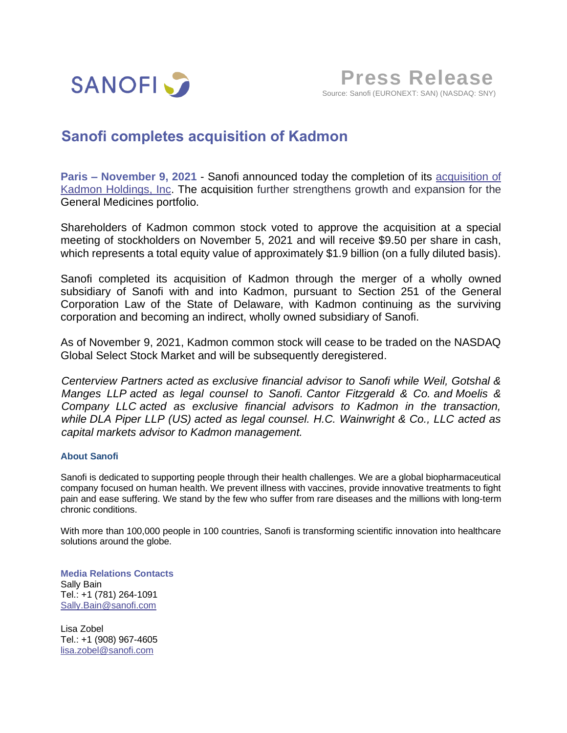SANOFI

**Press Release**

Source: Sanofi (EURONEXT: SAN) (NASDAQ: SNY)

# Sanofi completes acquisition of Kadmon

**Paris – November 9, 2021** - Sanofi announced today the completion of its [acquisition of Kadmon Holdings, Inc](). The acquisition further strengthens growth and expansion for the General Medicines portfolio.

Shareholders of Kadmon common stock voted to approve the acquisition at a special meeting of stockholders on November 5, 2021 and will receive $9.50 per share in cash, which represents a total equity value of approximately $1.9 billion (on a fully diluted basis).

Sanofi completed its acquisition of Kadmon through the merger of a wholly owned subsidiary of Sanofi with and into Kadmon, pursuant to Section 251 of the General Corporation Law of the State of Delaware, with Kadmon continuing as the surviving corporation and becoming an indirect, wholly owned subsidiary of Sanofi.

As of November 9, 2021, Kadmon common stock will cease to be traded on the NASDAQ Global Select Stock Market and will be subsequently deregistered.

*Centerview Partners acted as exclusive financial advisor to Sanofi while Weil, Gotshal & Manges LLP acted as legal counsel to Sanofi. Cantor Fitzgerald & Co. and Moelis & Company LLC acted as exclusive financial advisors to Kadmon in the transaction, while DLA Piper LLP (US) acted as legal counsel. H.C. Wainwright & Co., LLC acted as capital markets advisor to Kadmon management.*

### About Sanofi

Sanofi is dedicated to supporting people through their health challenges. We are a global biopharmaceutical company focused on human health. We prevent illness with vaccines, provide innovative treatments to fight pain and ease suffering. We stand by the few who suffer from rare diseases and the millions with long-term chronic conditions.

With more than 100,000 people in 100 countries, Sanofi is transforming scientific innovation into healthcare solutions around the globe.

**Media Relations Contacts**
Sally Bain
Tel.: +1 (781) 264-1091
Sally.Bain@sanofi.com

Lisa Zobel
Tel.: +1 (908) 967-4605
lisa.zobel@sanofi.com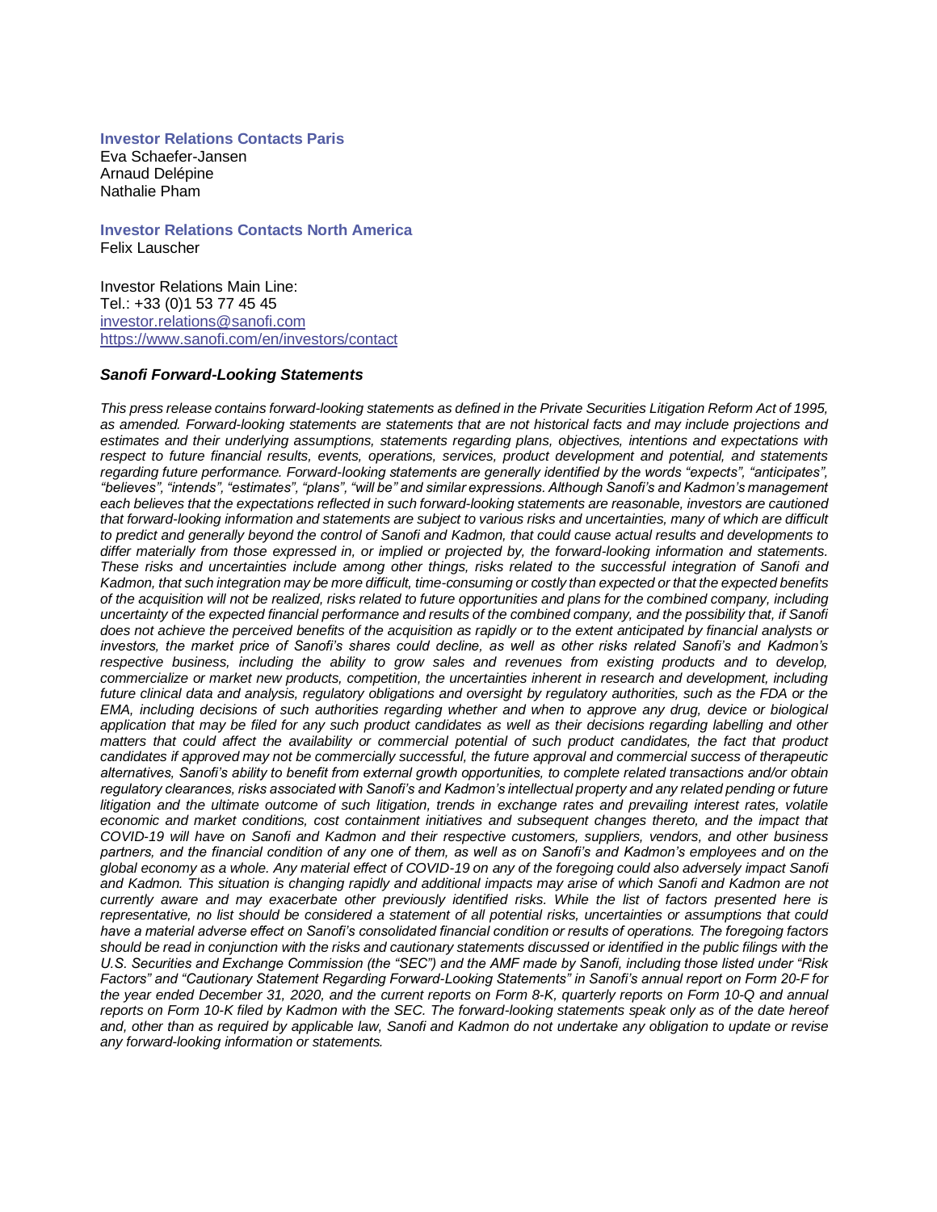**Investor Relations Contacts Paris**
Eva Schaefer-Jansen
Arnaud Delépine
Nathalie Pham

**Investor Relations Contacts North America**
Felix Lauscher

Investor Relations Main Line:
Tel.: +33 (0)1 53 77 45 45
investor.relations@sanofi.com
https://www.sanofi.com/en/investors/contact

***Sanofi Forward-Looking Statements***

*This press release contains forward-looking statements as defined in the Private Securities Litigation Reform Act of 1995, as amended. Forward-looking statements are statements that are not historical facts and may include projections and estimates and their underlying assumptions, statements regarding plans, objectives, intentions and expectations with respect to future financial results, events, operations, services, product development and potential, and statements regarding future performance. Forward-looking statements are generally identified by the words "expects", "anticipates", "believes", "intends", "estimates", "plans", "will be" and similar expressions. Although Sanofi's and Kadmon's management each believes that the expectations reflected in such forward-looking statements are reasonable, investors are cautioned that forward-looking information and statements are subject to various risks and uncertainties, many of which are difficult to predict and generally beyond the control of Sanofi and Kadmon, that could cause actual results and developments to differ materially from those expressed in, or implied or projected by, the forward-looking information and statements. These risks and uncertainties include among other things, risks related to the successful integration of Sanofi and Kadmon, that such integration may be more difficult, time-consuming or costly than expected or that the expected benefits of the acquisition will not be realized, risks related to future opportunities and plans for the combined company, including uncertainty of the expected financial performance and results of the combined company, and the possibility that, if Sanofi does not achieve the perceived benefits of the acquisition as rapidly or to the extent anticipated by financial analysts or investors, the market price of Sanofi's shares could decline, as well as other risks related Sanofi's and Kadmon's respective business, including the ability to grow sales and revenues from existing products and to develop, commercialize or market new products, competition, the uncertainties inherent in research and development, including future clinical data and analysis, regulatory obligations and oversight by regulatory authorities, such as the FDA or the EMA, including decisions of such authorities regarding whether and when to approve any drug, device or biological application that may be filed for any such product candidates as well as their decisions regarding labelling and other matters that could affect the availability or commercial potential of such product candidates, the fact that product candidates if approved may not be commercially successful, the future approval and commercial success of therapeutic alternatives, Sanofi's ability to benefit from external growth opportunities, to complete related transactions and/or obtain regulatory clearances, risks associated with Sanofi's and Kadmon's intellectual property and any related pending or future litigation and the ultimate outcome of such litigation, trends in exchange rates and prevailing interest rates, volatile economic and market conditions, cost containment initiatives and subsequent changes thereto, and the impact that COVID-19 will have on Sanofi and Kadmon and their respective customers, suppliers, vendors, and other business partners, and the financial condition of any one of them, as well as on Sanofi's and Kadmon's employees and on the global economy as a whole. Any material effect of COVID-19 on any of the foregoing could also adversely impact Sanofi and Kadmon. This situation is changing rapidly and additional impacts may arise of which Sanofi and Kadmon are not currently aware and may exacerbate other previously identified risks. While the list of factors presented here is representative, no list should be considered a statement of all potential risks, uncertainties or assumptions that could have a material adverse effect on Sanofi's consolidated financial condition or results of operations. The foregoing factors should be read in conjunction with the risks and cautionary statements discussed or identified in the public filings with the U.S. Securities and Exchange Commission (the "SEC") and the AMF made by Sanofi, including those listed under "Risk Factors" and "Cautionary Statement Regarding Forward-Looking Statements" in Sanofi's annual report on Form 20-F for the year ended December 31, 2020, and the current reports on Form 8-K, quarterly reports on Form 10-Q and annual reports on Form 10-K filed by Kadmon with the SEC. The forward-looking statements speak only as of the date hereof and, other than as required by applicable law, Sanofi and Kadmon do not undertake any obligation to update or revise any forward-looking information or statements.*